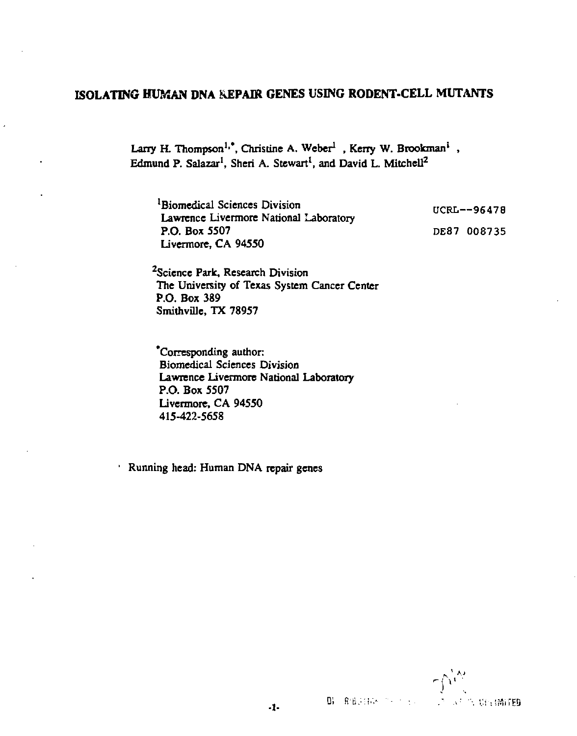# ISOLATING HUMAN DNA REPAIR GENES USING RODENT-CELL MUTANTS

Larry H. Thompson[1,*], Christine A. Weber[1], Kerry W. Brookman[1], Edmund P. Salazar[1], Sheri A. Stewart[1], and David L. Mitchell[2]

[1]Biomedical Sciences Division
Lawrence Livermore National Laboratory
P.O. Box 5507
Livermore, CA 94550

UCRL--96478

DE87 008735

[2]Science Park, Research Division
The University of Texas System Cancer Center
P.O. Box 389
Smithville, TX 78957

*Corresponding author:
Biomedical Sciences Division
Lawrence Livermore National Laboratory
P.O. Box 5507
Livermore, CA 94550
415-422-5658

Running head: Human DNA repair genes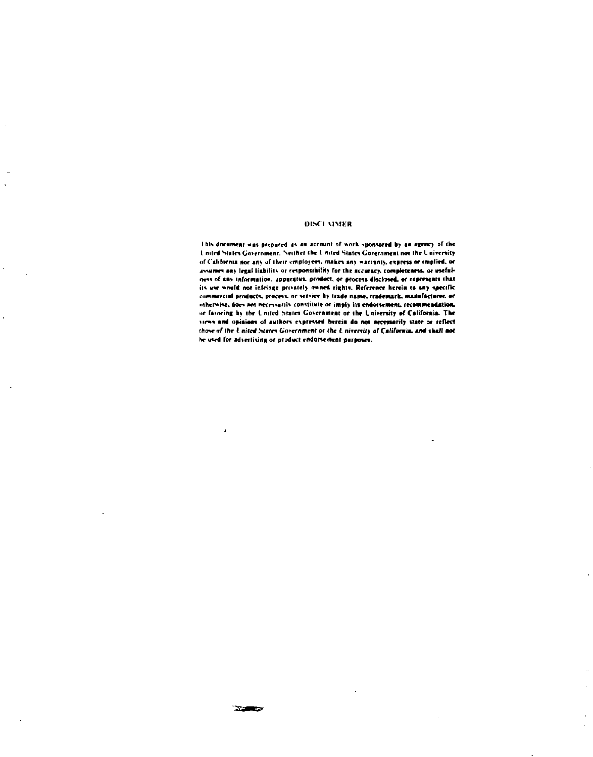## DISCLAIMER

This document was prepared as an account of work sponsored by an agency of the United States Government. Neither the United States Government nor the University of California nor any of their employees, makes any warranty, express or implied, or assumes any legal liability or responsibility for the accuracy, completeness, or usefulness of any information, apparatus, product, or process disclosed, or represents that its use would not infringe privately owned rights. Reference herein to any specific commercial products, process, or service by trade name, trademark, manufacturer, or otherwise, does not necessarily constitute or imply its endorsement, recommendation, or favoring by the United States Government or the University of California. The views and opinions of authors expressed herein do not necessarily state or reflect those of the United States Government or the University of California, and shall not be used for advertising or product endorsement purposes.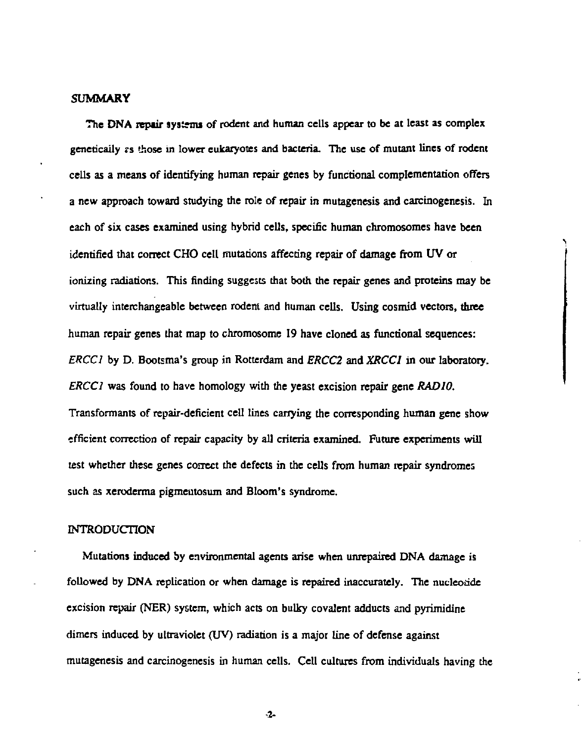## SUMMARY

The DNA repair systems of rodent and human cells appear to be at least as complex genetically as those in lower eukaryotes and bacteria. The use of mutant lines of rodent cells as a means of identifying human repair genes by functional complementation offers a new approach toward studying the role of repair in mutagenesis and carcinogenesis. In each of six cases examined using hybrid cells, specific human chromosomes have been identified that correct CHO cell mutations affecting repair of damage from UV or ionizing radiations. This finding suggests that both the repair genes and proteins may be virtually interchangeable between rodent and human cells. Using cosmid vectors, three human repair genes that map to chromosome 19 have cloned as functional sequences: *ERCC1* by D. Bootsma's group in Rotterdam and *ERCC2* and *XRCC1* in our laboratory. *ERCC1* was found to have homology with the yeast excision repair gene *RAD10*. Transformants of repair-deficient cell lines carrying the corresponding human gene show efficient correction of repair capacity by all criteria examined. Future experiments will test whether these genes correct the defects in the cells from human repair syndromes such as xeroderma pigmentosum and Bloom's syndrome.

## INTRODUCTION

Mutations induced by environmental agents arise when unrepaired DNA damage is followed by DNA replication or when damage is repaired inaccurately. The nucleotide excision repair (NER) system, which acts on bulky covalent adducts and pyrimidine dimers induced by ultraviolet (UV) radiation is a major line of defense against mutagenesis and carcinogenesis in human cells. Cell cultures from individuals having the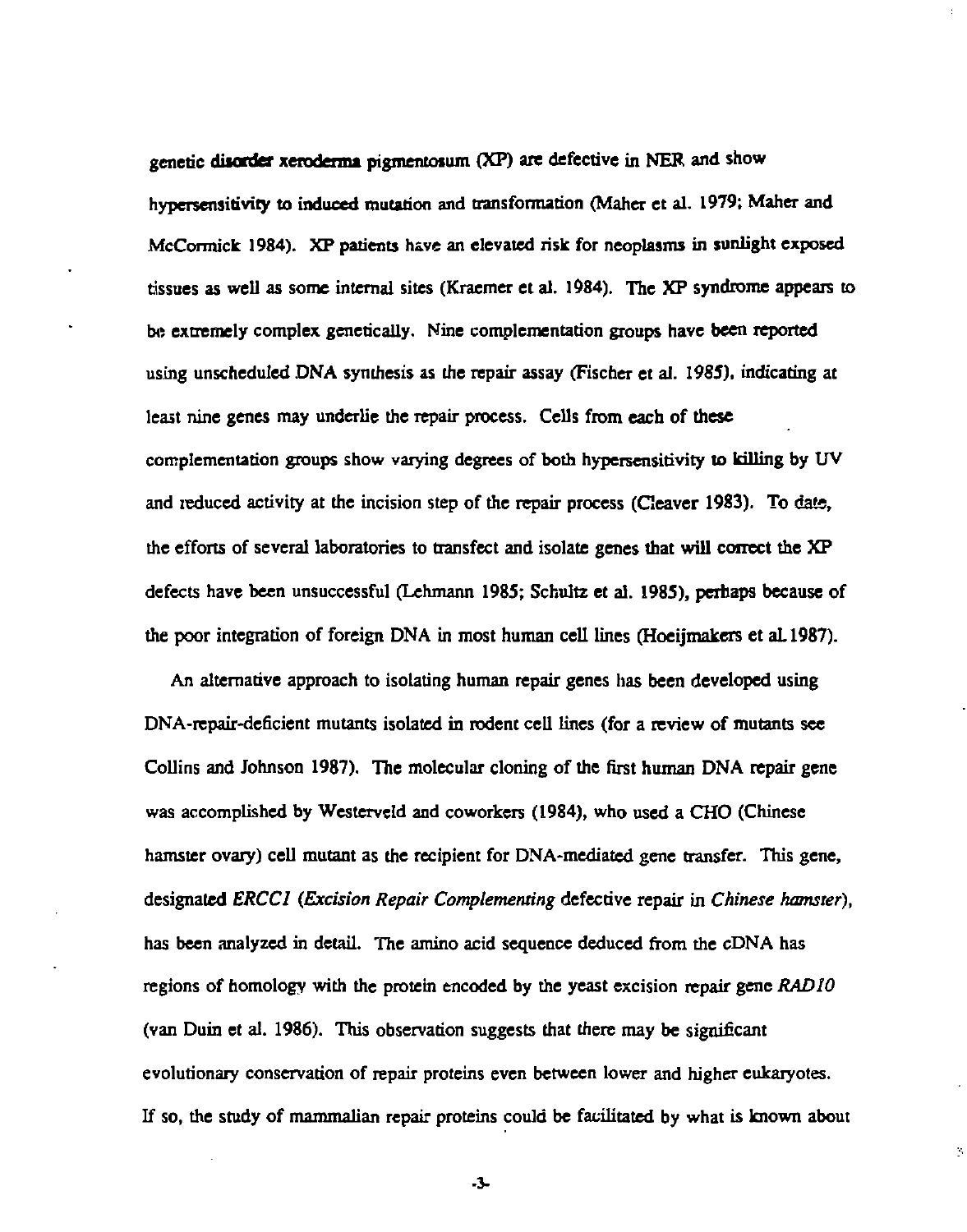genetic disorder xeroderma pigmentosum (XP) are defective in NER and show hypersensitivity to induced mutation and transformation (Maher et al. 1979; Maher and McCormick 1984). XP patients have an elevated risk for neoplasms in sunlight exposed tissues as well as some internal sites (Kraemer et al. 1984). The XP syndrome appears to be extremely complex genetically. Nine complementation groups have been reported using unscheduled DNA synthesis as the repair assay (Fischer et al. 1985), indicating at least nine genes may underlie the repair process. Cells from each of these complementation groups show varying degrees of both hypersensitivity to killing by UV and reduced activity at the incision step of the repair process (Cleaver 1983). To date, the efforts of several laboratories to transfect and isolate genes that will correct the XP defects have been unsuccessful (Lehmann 1985; Schultz et al. 1985), perhaps because of the poor integration of foreign DNA in most human cell lines (Hoeijmakers et al. 1987).

An alternative approach to isolating human repair genes has been developed using DNA-repair-deficient mutants isolated in rodent cell lines (for a review of mutants see Collins and Johnson 1987). The molecular cloning of the first human DNA repair gene was accomplished by Westerveld and coworkers (1984), who used a CHO (Chinese hamster ovary) cell mutant as the recipient for DNA-mediated gene transfer. This gene, designated *ERCC1* (*Excision Repair Complementing* defective repair in *Chinese hamster*), has been analyzed in detail. The amino acid sequence deduced from the cDNA has regions of homology with the protein encoded by the yeast excision repair gene *RAD10* (van Duin et al. 1986). This observation suggests that there may be significant evolutionary conservation of repair proteins even between lower and higher eukaryotes. If so, the study of mammalian repair proteins could be facilitated by what is known about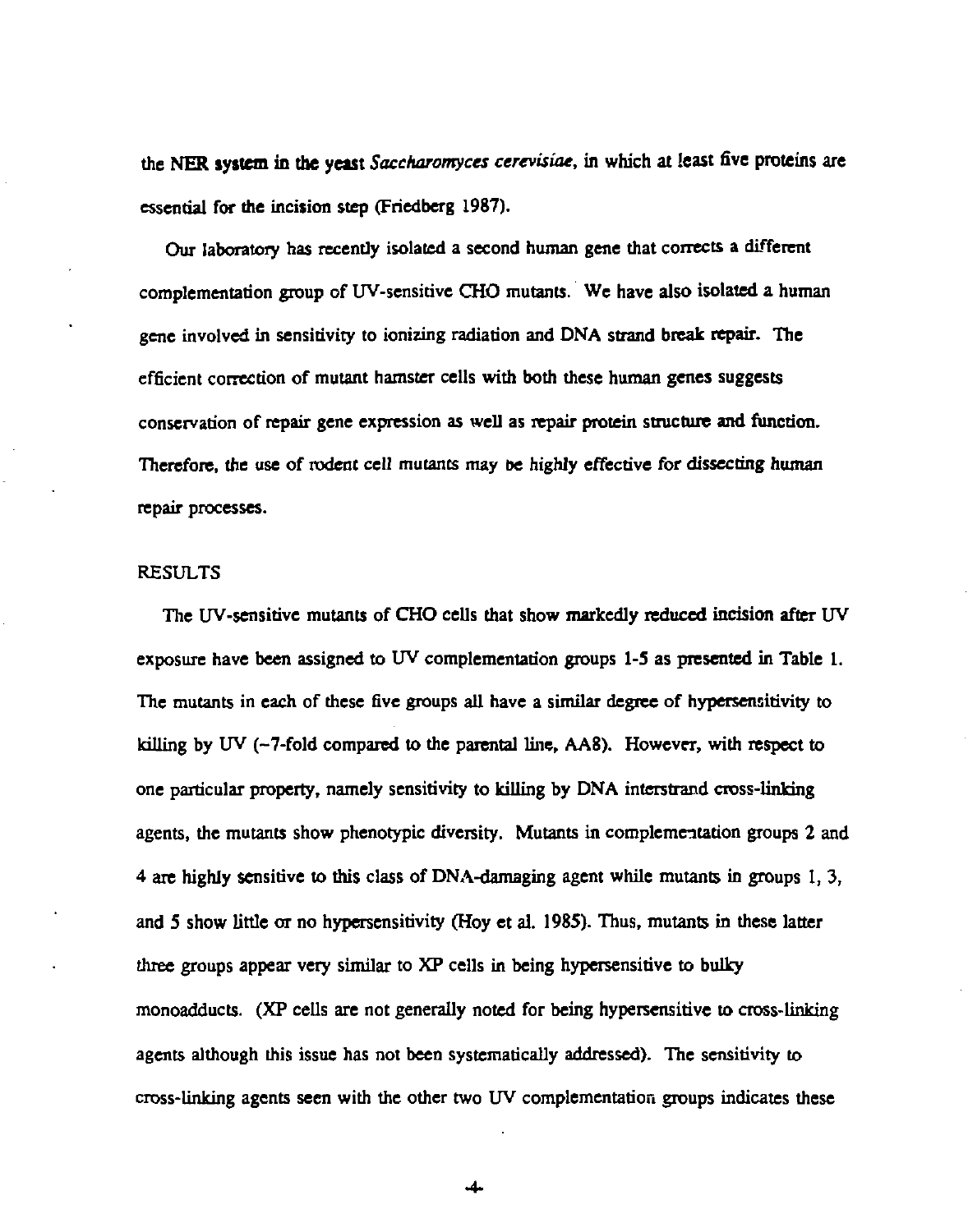the NER system in the yeast *Saccharomyces cerevisiae*, in which at least five proteins are essential for the incision step (Friedberg 1987).

Our laboratory has recently isolated a second human gene that corrects a different complementation group of UV-sensitive CHO mutants. We have also isolated a human gene involved in sensitivity to ionizing radiation and DNA strand break repair. The efficient correction of mutant hamster cells with both these human genes suggests conservation of repair gene expression as well as repair protein structure and function. Therefore, the use of rodent cell mutants may be highly effective for dissecting human repair processes.

## RESULTS

The UV-sensitive mutants of CHO cells that show markedly reduced incision after UV exposure have been assigned to UV complementation groups 1-5 as presented in Table 1. The mutants in each of these five groups all have a similar degree of hypersensitivity to killing by UV (~7-fold compared to the parental line, AA8). However, with respect to one particular property, namely sensitivity to killing by DNA interstrand cross-linking agents, the mutants show phenotypic diversity. Mutants in complementation groups 2 and 4 are highly sensitive to this class of DNA-damaging agent while mutants in groups 1, 3, and 5 show little or no hypersensitivity (Hoy et al. 1985). Thus, mutants in these latter three groups appear very similar to XP cells in being hypersensitive to bulky monoadducts. (XP cells are not generally noted for being hypersensitive to cross-linking agents although this issue has not been systematically addressed). The sensitivity to cross-linking agents seen with the other two UV complementation groups indicates these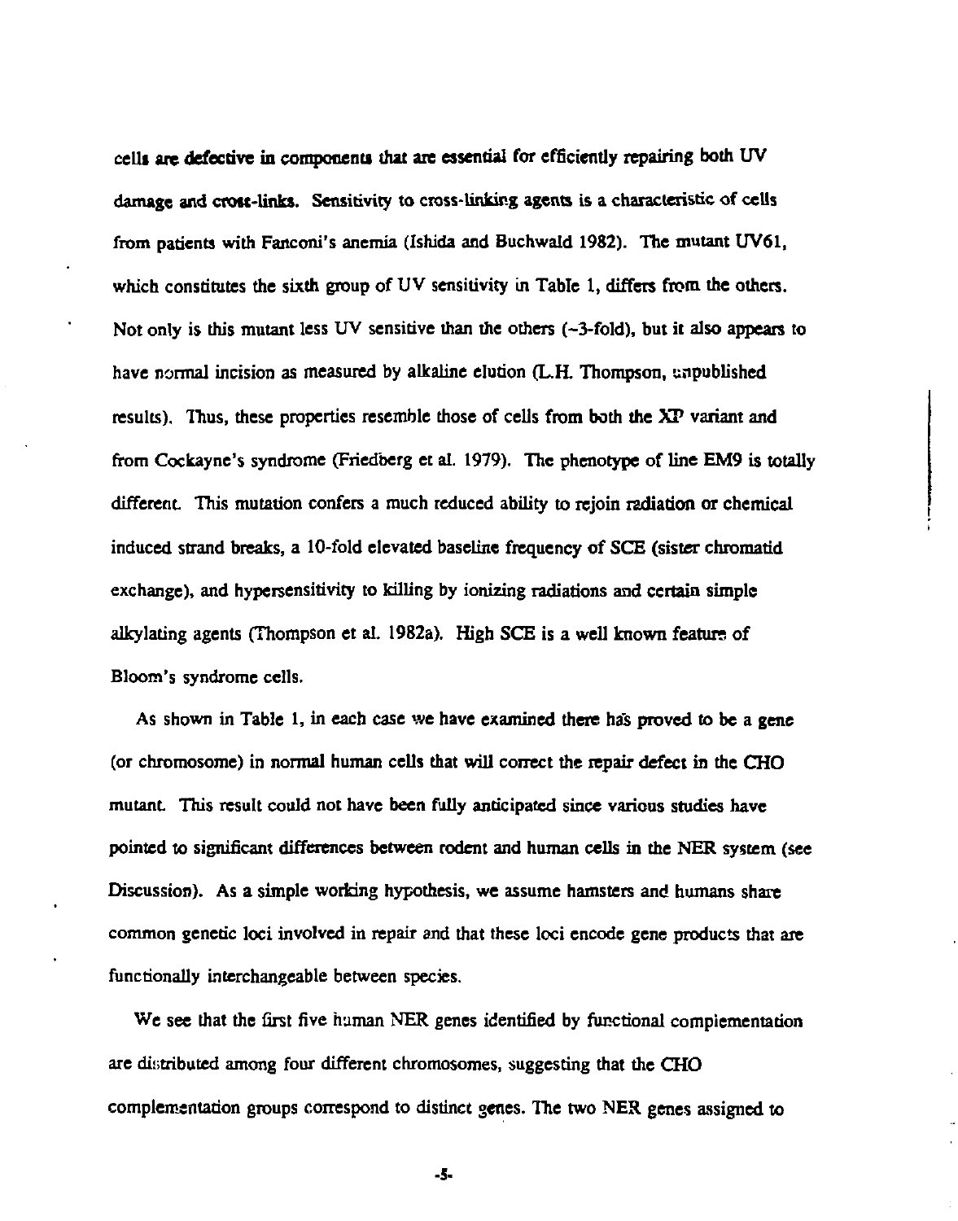cells are defective in components that are essential for efficiently repairing both UV damage and cross-links. Sensitivity to cross-linking agents is a characteristic of cells from patients with Fanconi's anemia (Ishida and Buchwald 1982). The mutant UV61, which constitutes the sixth group of UV sensitivity in Table 1, differs from the others. Not only is this mutant less UV sensitive than the others (~3-fold), but it also appears to have normal incision as measured by alkaline elution (L.H. Thompson, unpublished results). Thus, these properties resemble those of cells from both the XP variant and from Cockayne's syndrome (Friedberg et al. 1979). The phenotype of line EM9 is totally different. This mutation confers a much reduced ability to rejoin radiation or chemical induced strand breaks, a 10-fold elevated baseline frequency of SCE (sister chromatid exchange), and hypersensitivity to killing by ionizing radiations and certain simple alkylating agents (Thompson et al. 1982a). High SCE is a well known feature of Bloom's syndrome cells.

As shown in Table 1, in each case we have examined there has proved to be a gene (or chromosome) in normal human cells that will correct the repair defect in the CHO mutant. This result could not have been fully anticipated since various studies have pointed to significant differences between rodent and human cells in the NER system (see Discussion). As a simple working hypothesis, we assume hamsters and humans share common genetic loci involved in repair and that these loci encode gene products that are functionally interchangeable between species.

We see that the first five human NER genes identified by functional complementation are distributed among four different chromosomes, suggesting that the CHO complementation groups correspond to distinct genes. The two NER genes assigned to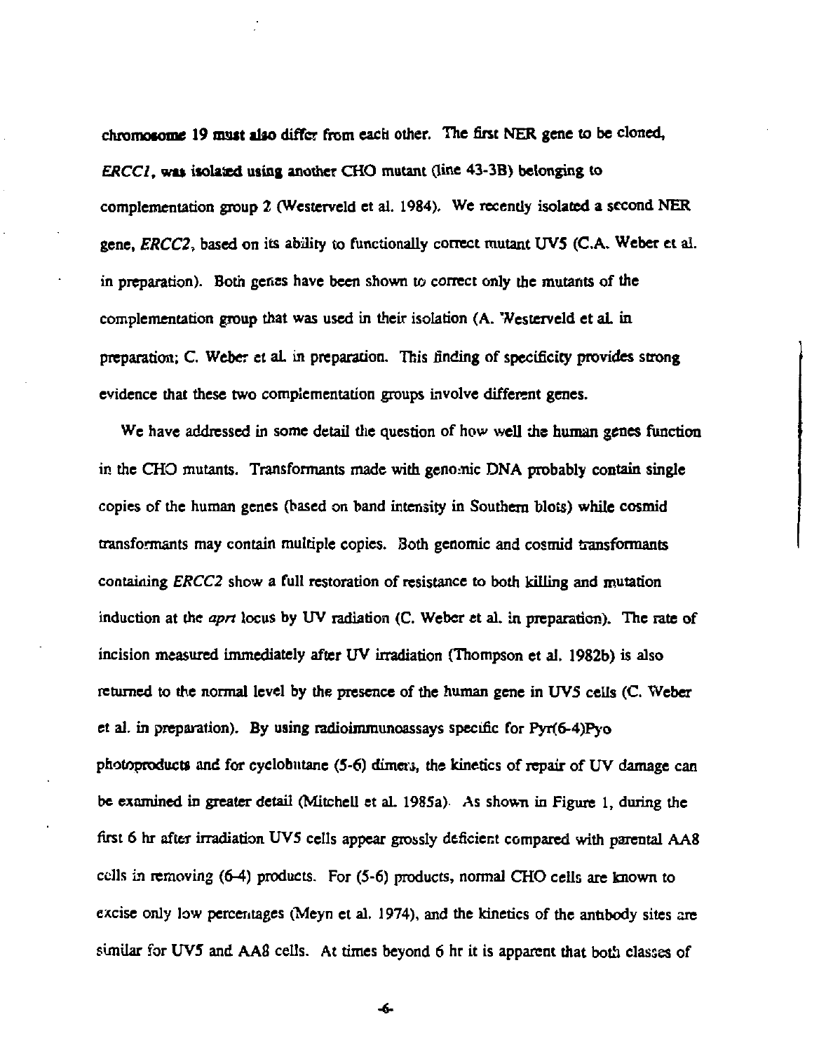chromosome 19 must also differ from each other. The first NER gene to be cloned, *ERCC1*, was isolated using another CHO mutant (line 43-3B) belonging to complementation group 2 (Westerveld et al. 1984). We recently isolated a second NER gene, *ERCC2*, based on its ability to functionally correct mutant UV5 (C.A. Weber et al. in preparation). Both genes have been shown to correct only the mutants of the complementation group that was used in their isolation (A. Westerveld et al. in preparation; C. Weber et al. in preparation. This finding of specificity provides strong evidence that these two complementation groups involve different genes.

We have addressed in some detail the question of how well the human genes function in the CHO mutants. Transformants made with genomic DNA probably contain single copies of the human genes (based on band intensity in Southern blots) while cosmid transformants may contain multiple copies. Both genomic and cosmid transformants containing *ERCC2* show a full restoration of resistance to both killing and mutation induction at the *aprt* locus by UV radiation (C. Weber et al. in preparation). The rate of incision measured immediately after UV irradiation (Thompson et al. 1982b) is also returned to the normal level by the presence of the human gene in UV5 cells (C. Weber et al. in preparation). By using radioimmunoassays specific for Pyr(6-4)Pyo photoproducts and for cyclobutane (5-6) dimers, the kinetics of repair of UV damage can be examined in greater detail (Mitchell et al. 1985a). As shown in Figure 1, during the first 6 hr after irradiation UV5 cells appear grossly deficient compared with parental AA8 cells in removing (6-4) products. For (5-6) products, normal CHO cells are known to excise only low percentages (Meyn et al. 1974), and the kinetics of the antibody sites are similar for UV5 and AA8 cells. At times beyond 6 hr it is apparent that both classes of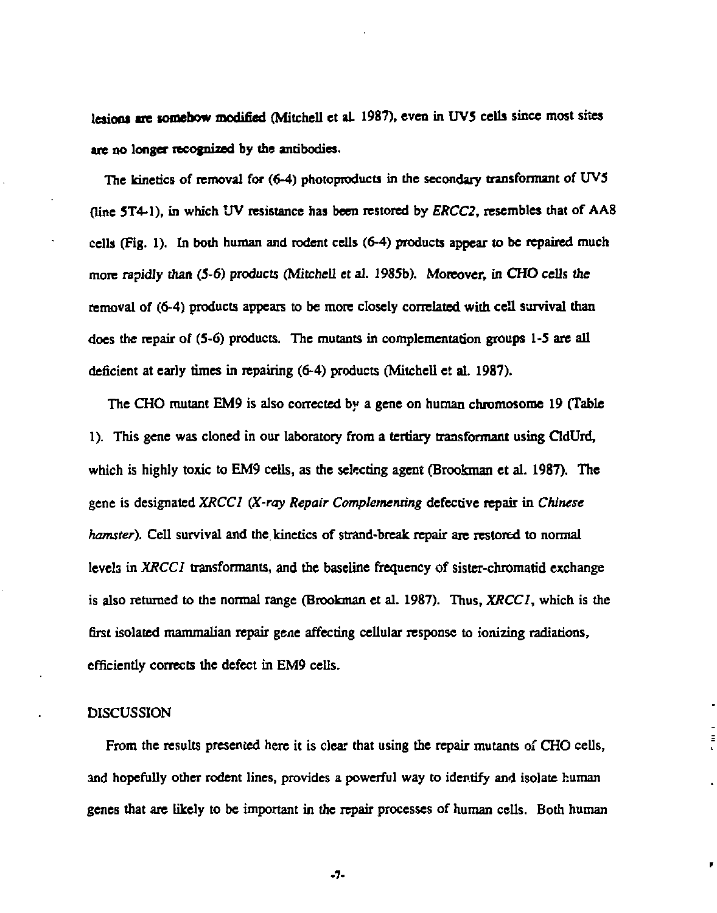lesions are somehow modified (Mitchell et al. 1987), even in UV5 cells since most sites are no longer recognized by the antibodies.

The kinetics of removal for (6-4) photoproducts in the secondary transformant of UV5 (line 5T4-1), in which UV resistance has been restored by *ERCC2*, resembles that of AA8 cells (Fig. 1). In both human and rodent cells (6-4) products appear to be repaired much more rapidly than (5-6) products (Mitchell et al. 1985b). Moreover, in CHO cells the removal of (6-4) products appears to be more closely correlated with cell survival than does the repair of (5-6) products. The mutants in complementation groups 1-5 are all deficient at early times in repairing (6-4) products (Mitchell et al. 1987).

The CHO mutant EM9 is also corrected by a gene on human chromosome 19 (Table 1). This gene was cloned in our laboratory from a tertiary transformant using CldUrd, which is highly toxic to EM9 cells, as the selecting agent (Brookman et al. 1987). The gene is designated *XRCC1* (*X-ray Repair Complementing* defective repair in *Chinese hamster*). Cell survival and the kinetics of strand-break repair are restored to normal levels in *XRCC1* transformants, and the baseline frequency of sister-chromatid exchange is also returned to the normal range (Brookman et al. 1987). Thus, *XRCC1*, which is the first isolated mammalian repair gene affecting cellular response to ionizing radiations, efficiently corrects the defect in EM9 cells.

## DISCUSSION

From the results presented here it is clear that using the repair mutants of CHO cells, and hopefully other rodent lines, provides a powerful way to identify and isolate human genes that are likely to be important in the repair processes of human cells. Both human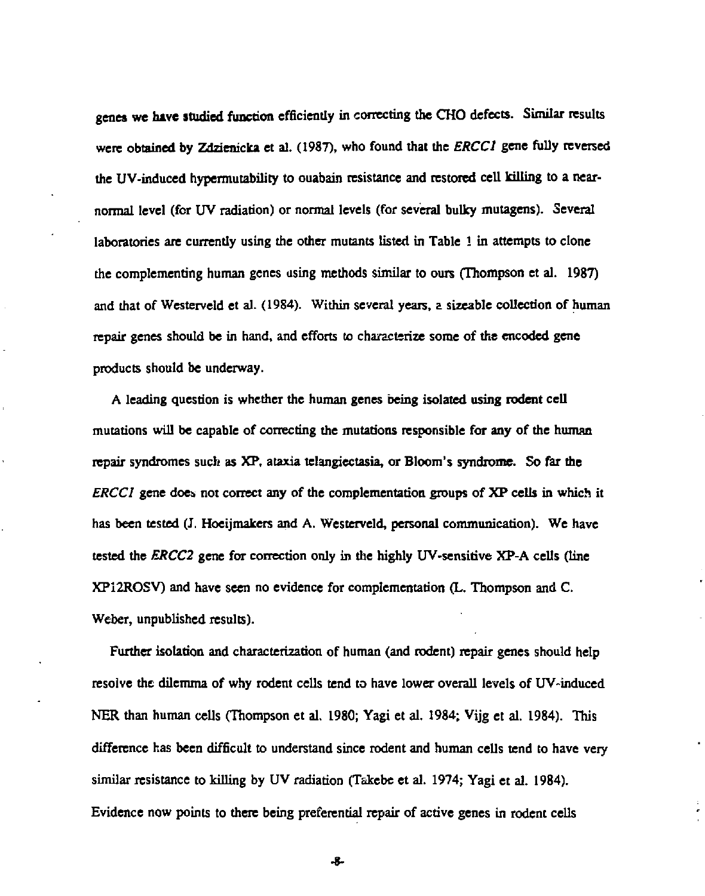genes we have studied function efficiently in correcting the CHO defects. Similar results were obtained by Zdzienicka et al. (1987), who found that the *ERCC1* gene fully reversed the UV-induced hypermutability to ouabain resistance and restored cell killing to a near-normal level (for UV radiation) or normal levels (for several bulky mutagens). Several laboratories are currently using the other mutants listed in Table 1 in attempts to clone the complementing human genes using methods similar to ours (Thompson et al. 1987) and that of Westerveld et al. (1984). Within several years, a sizeable collection of human repair genes should be in hand, and efforts to characterize some of the encoded gene products should be underway.

A leading question is whether the human genes being isolated using rodent cell mutations will be capable of correcting the mutations responsible for any of the human repair syndromes such as XP, ataxia telangiectasia, or Bloom's syndrome. So far the *ERCC1* gene does not correct any of the complementation groups of XP cells in which it has been tested (J. Hoeijmakers and A. Westerveld, personal communication). We have tested the *ERCC2* gene for correction only in the highly UV-sensitive XP-A cells (line XP12ROSV) and have seen no evidence for complementation (L. Thompson and C. Weber, unpublished results).

Further isolation and characterization of human (and rodent) repair genes should help resolve the dilemma of why rodent cells tend to have lower overall levels of UV-induced NER than human cells (Thompson et al. 1980; Yagi et al. 1984; Vijg et al. 1984). This difference has been difficult to understand since rodent and human cells tend to have very similar resistance to killing by UV radiation (Takebe et al. 1974; Yagi et al. 1984). Evidence now points to there being preferential repair of active genes in rodent cells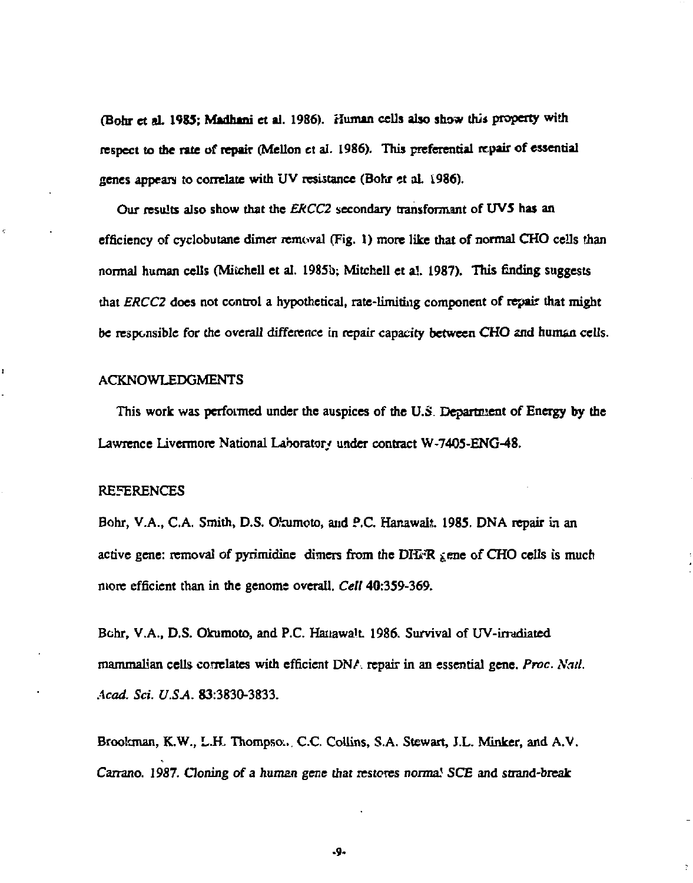(Bohr et al. 1985; Madhani et al. 1986). Human cells also show this property with respect to the rate of repair (Mellon et al. 1986). This preferential repair of essential genes appears to correlate with UV resistance (Bohr et al. 1986).

Our results also show that the *ERCC2* secondary transformant of UV5 has an efficiency of cyclobutane dimer removal (Fig. 1) more like that of normal CHO cells than normal human cells (Mitchell et al. 1985b; Mitchell et al. 1987). This finding suggests that *ERCC2* does not control a hypothetical, rate-limiting component of repair that might be responsible for the overall difference in repair capacity between CHO and human cells.

## ACKNOWLEDGMENTS

This work was performed under the auspices of the U.S. Department of Energy by the Lawrence Livermore National Laboratory under contract W-7405-ENG-48.

## REFERENCES

Bohr, V.A., C.A. Smith, D.S. Okumoto, and P.C. Hanawalt. 1985. DNA repair in an active gene: removal of pyrimidine dimers from the DHFR gene of CHO cells is much more efficient than in the genome overall. *Cell* 40:359-369.

Bohr, V.A., D.S. Okumoto, and P.C. Hanawalt. 1986. Survival of UV-irradiated mammalian cells correlates with efficient DNA repair in an essential gene. *Proc. Natl. Acad. Sci. U.S.A.* 83:3830-3833.

Brookman, K.W., L.H. Thompson, C.C. Collins, S.A. Stewart, J.L. Minker, and A.V. Carrano. 1987. Cloning of a human gene that restores normal SCE and strand-break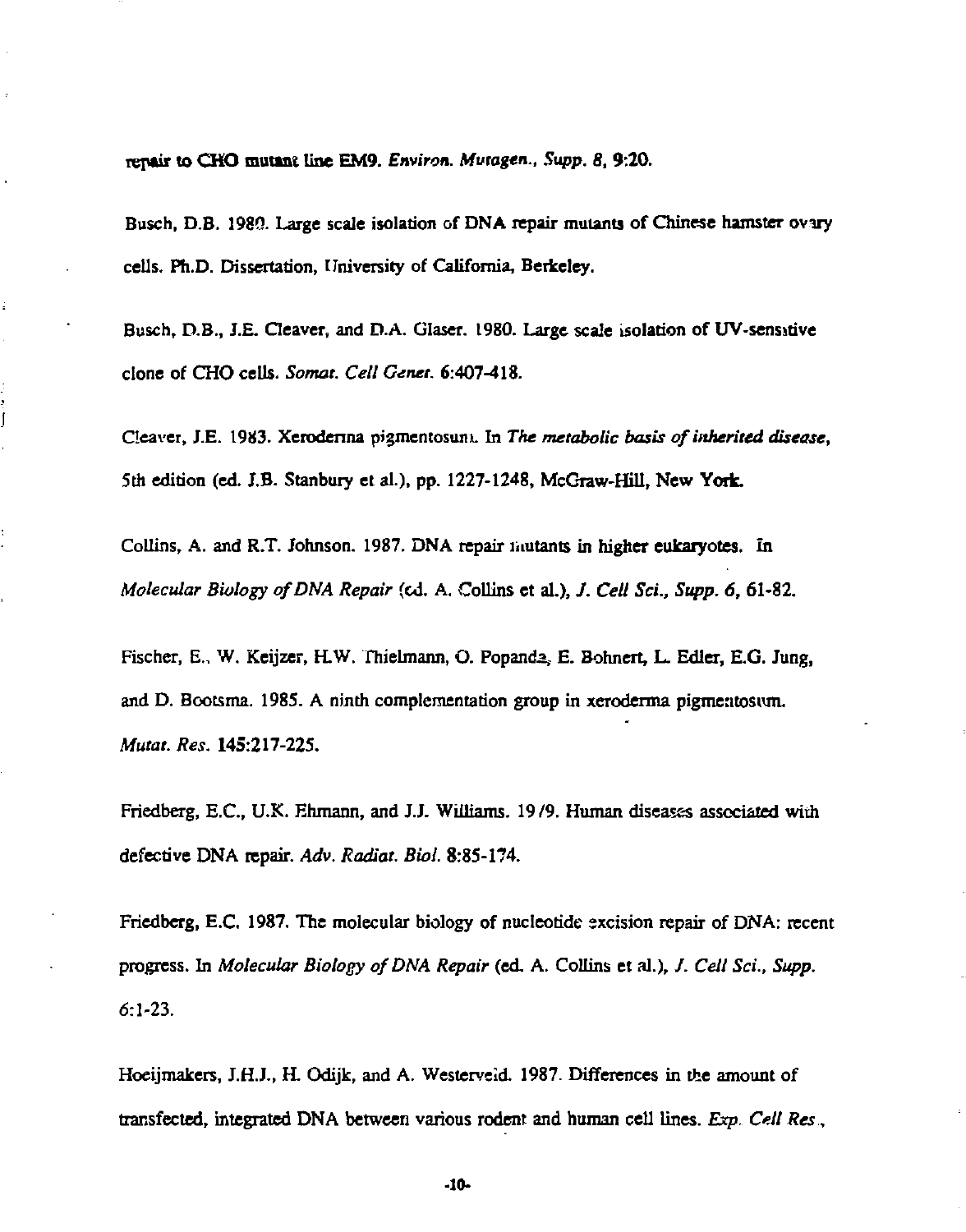repair to CHO mutant line EM9. *Environ. Mutagen., Supp. 8*, 9:20.

Busch, D.B. 1980. Large scale isolation of DNA repair mutants of Chinese hamster ovary cells. Ph.D. Dissertation, University of California, Berkeley.

Busch, D.B., J.E. Cleaver, and D.A. Glaser. 1980. Large scale isolation of UV-sensitive clone of CHO cells. *Somat. Cell Genet.* 6:407-418.

Cleaver, J.E. 1983. Xeroderma pigmentosum. In *The metabolic basis of inherited disease*, 5th edition (ed. J.B. Stanbury et al.), pp. 1227-1248, McGraw-Hill, New York.

Collins, A. and R.T. Johnson. 1987. DNA repair mutants in higher eukaryotes. In *Molecular Biology of DNA Repair* (ed. A. Collins et al.), *J. Cell Sci., Supp. 6*, 61-82.

Fischer, E., W. Keijzer, H.W. Thielmann, O. Popanda, E. Bohnert, L. Edler, E.G. Jung, and D. Bootsma. 1985. A ninth complementation group in xeroderma pigmentosum. *Mutat. Res.* 145:217-225.

Friedberg, E.C., U.K. Ehmann, and J.J. Williams. 1979. Human diseases associated with defective DNA repair. *Adv. Radiat. Biol.* 8:85-174.

Friedberg, E.C. 1987. The molecular biology of nucleotide excision repair of DNA: recent progress. In *Molecular Biology of DNA Repair* (ed. A. Collins et al.), *J. Cell Sci., Supp.* 6:1-23.

Hoeijmakers, J.H.J., H. Odijk, and A. Westerveld. 1987. Differences in the amount of transfected, integrated DNA between various rodent and human cell lines. *Exp. Cell Res.*,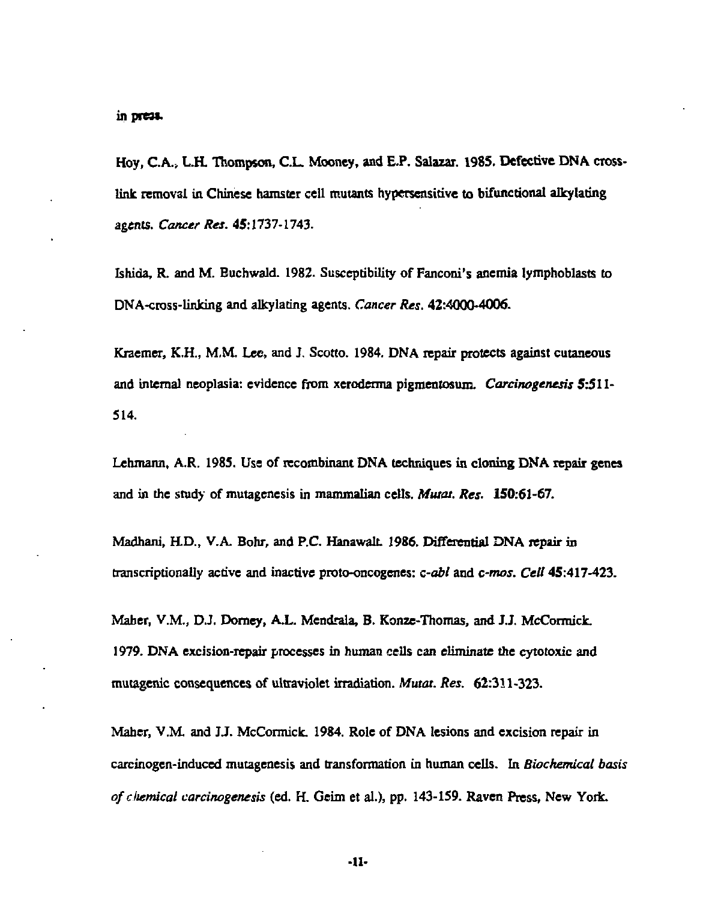in press.

Hoy, C.A., L.H. Thompson, C.L. Mooney, and E.P. Salazar. 1985. Defective DNA cross-link removal in Chinese hamster cell mutants hypersensitive to bifunctional alkylating agents. *Cancer Res.* **45**:1737-1743.

Ishida, R. and M. Buchwald. 1982. Susceptibility of Fanconi's anemia lymphoblasts to DNA-cross-linking and alkylating agents. *Cancer Res.* **42**:4000-4006.

Kraemer, K.H., M.M. Lee, and J. Scotto. 1984. DNA repair protects against cutaneous and internal neoplasia: evidence from xeroderma pigmentosum. *Carcinogenesis* **5**:511-514.

Lehmann, A.R. 1985. Use of recombinant DNA techniques in cloning DNA repair genes and in the study of mutagenesis in mammalian cells. *Mutat. Res.* **150**:61-67.

Madhani, H.D., V.A. Bohr, and P.C. Hanawalt. 1986. Differential DNA repair in transcriptionally active and inactive proto-oncogenes: *c-abl* and *c-mos*. *Cell* **45**:417-423.

Maher, V.M., D.J. Dorney, A.L. Mendrala, B. Konze-Thomas, and J.J. McCormick. 1979. DNA excision-repair processes in human cells can eliminate the cytotoxic and mutagenic consequences of ultraviolet irradiation. *Mutat. Res.* **62**:311-323.

Maher, V.M. and J.J. McCormick. 1984. Role of DNA lesions and excision repair in carcinogen-induced mutagenesis and transformation in human cells. In *Biochemical basis of chemical carcinogenesis* (ed. H. Geim et al.), pp. 143-159. Raven Press, New York.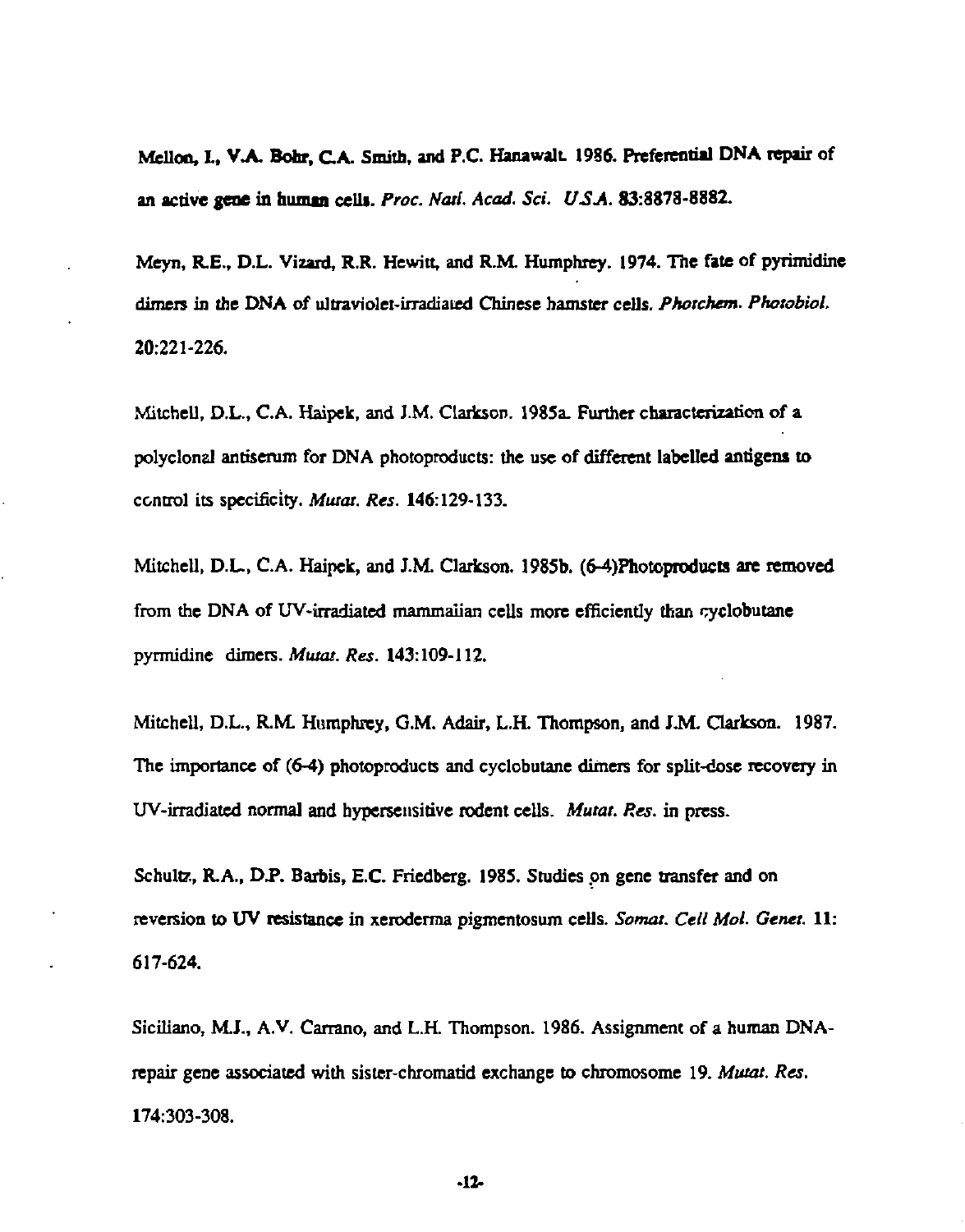Mellon, I., V.A. Bohr, C.A. Smith, and P.C. Hanawalt. 1986. Preferential DNA repair of an active gene in human cells. *Proc. Natl. Acad. Sci. U.S.A.* 83:8878-8882.

Meyn, R.E., D.L. Vizard, R.R. Hewitt, and R.M. Humphrey. 1974. The fate of pyrimidine dimers in the DNA of ultraviolet-irradiated Chinese hamster cells. *Photchem. Photobiol.* 20:221-226.

Mitchell, D.L., C.A. Haipek, and J.M. Clarkson. 1985a. Further characterization of a polyclonal antiserum for DNA photoproducts: the use of different labelled antigens to control its specificity. *Mutat. Res.* 146:129-133.

Mitchell, D.L., C.A. Haipek, and J.M. Clarkson. 1985b. (6-4)Photoproducts are removed from the DNA of UV-irradiated mammalian cells more efficiently than cyclobutane pyrmidine dimers. *Mutat. Res.* 143:109-112.

Mitchell, D.L., R.M. Humphrey, G.M. Adair, L.H. Thompson, and J.M. Clarkson. 1987. The importance of (6-4) photoproducts and cyclobutane dimers for split-dose recovery in UV-irradiated normal and hypersensitive rodent cells. *Mutat. Res.* in press.

Schultz, R.A., D.P. Barbis, E.C. Friedberg. 1985. Studies on gene transfer and on reversion to UV resistance in xeroderma pigmentosum cells. *Somat. Cell Mol. Genet.* 11: 617-624.

Siciliano, M.J., A.V. Carrano, and L.H. Thompson. 1986. Assignment of a human DNA-repair gene associated with sister-chromatid exchange to chromosome 19. *Mutat. Res.* 174:303-308.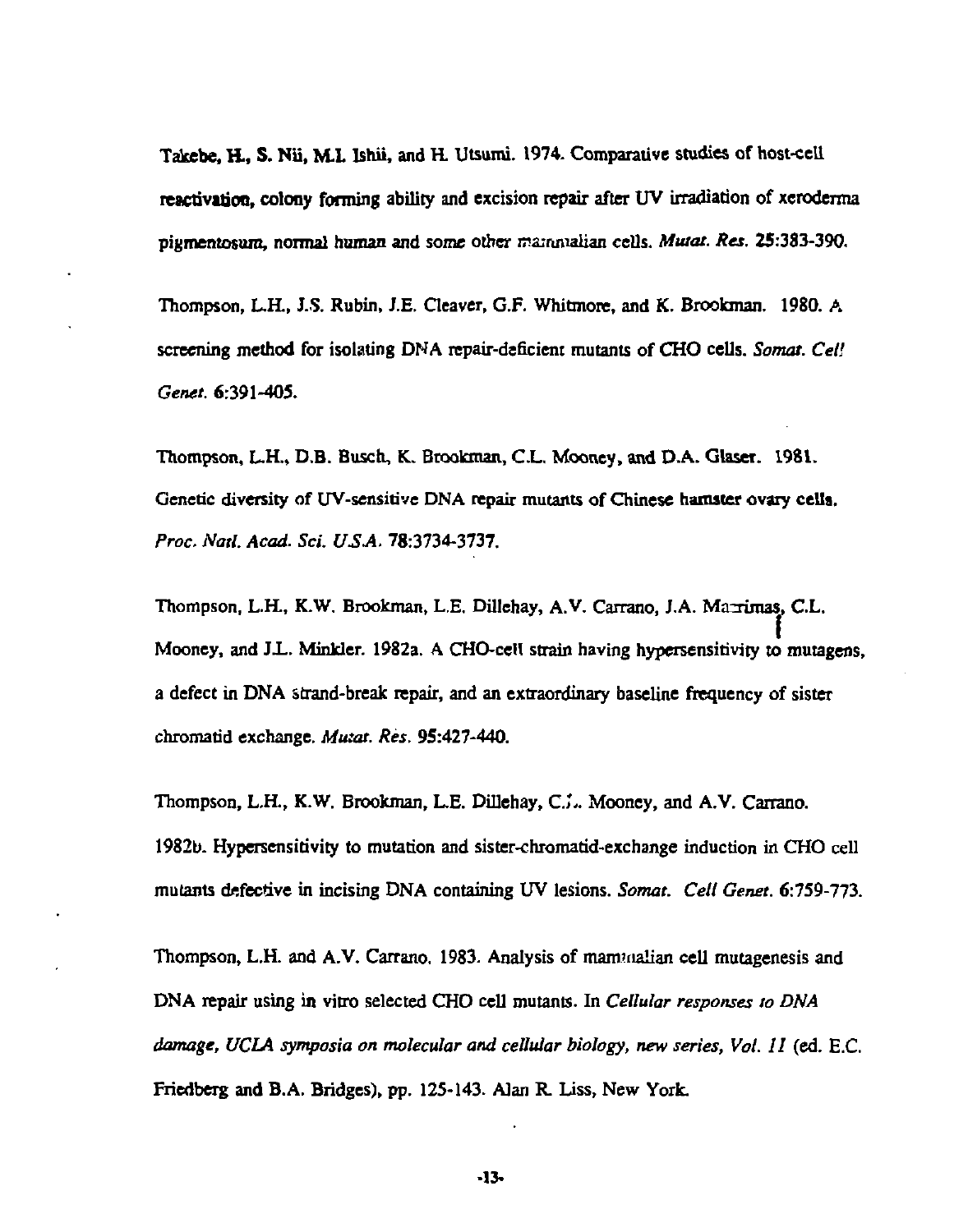Takebe, H., S. Nii, M.I. Ishii, and H. Utsumi. 1974. Comparative studies of host-cell reactivation, colony forming ability and excision repair after UV irradiation of xeroderma pigmentosum, normal human and some other mammalian cells. *Mutat. Res.* **25**:383-390.

Thompson, L.H., J.S. Rubin, J.E. Cleaver, G.F. Whitmore, and K. Brookman. 1980. A screening method for isolating DNA repair-deficient mutants of CHO cells. *Somat. Cell Genet.* **6**:391-405.

Thompson, L.H., D.B. Busch, K. Brookman, C.L. Mooney, and D.A. Glaser. 1981. Genetic diversity of UV-sensitive DNA repair mutants of Chinese hamster ovary cells. *Proc. Natl. Acad. Sci. U.S.A.* **78**:3734-3737.

Thompson, L.H., K.W. Brookman, L.E. Dillehay, A.V. Carrano, J.A. Mazrimas, C.L. Mooney, and J.L. Minkler. 1982a. A CHO-cell strain having hypersensitivity to mutagens, a defect in DNA strand-break repair, and an extraordinary baseline frequency of sister chromatid exchange. *Mutat. Res.* **95**:427-440.

Thompson, L.H., K.W. Brookman, L.E. Dillehay, C.L. Mooney, and A.V. Carrano. 1982b. Hypersensitivity to mutation and sister-chromatid-exchange induction in CHO cell mutants defective in incising DNA containing UV lesions. *Somat. Cell Genet.* **6**:759-773.

Thompson, L.H. and A.V. Carrano. 1983. Analysis of mammalian cell mutagenesis and DNA repair using in vitro selected CHO cell mutants. In *Cellular responses to DNA damage, UCLA symposia on molecular and cellular biology, new series, Vol. 11* (ed. E.C. Friedberg and B.A. Bridges), pp. 125-143. Alan R. Liss, New York.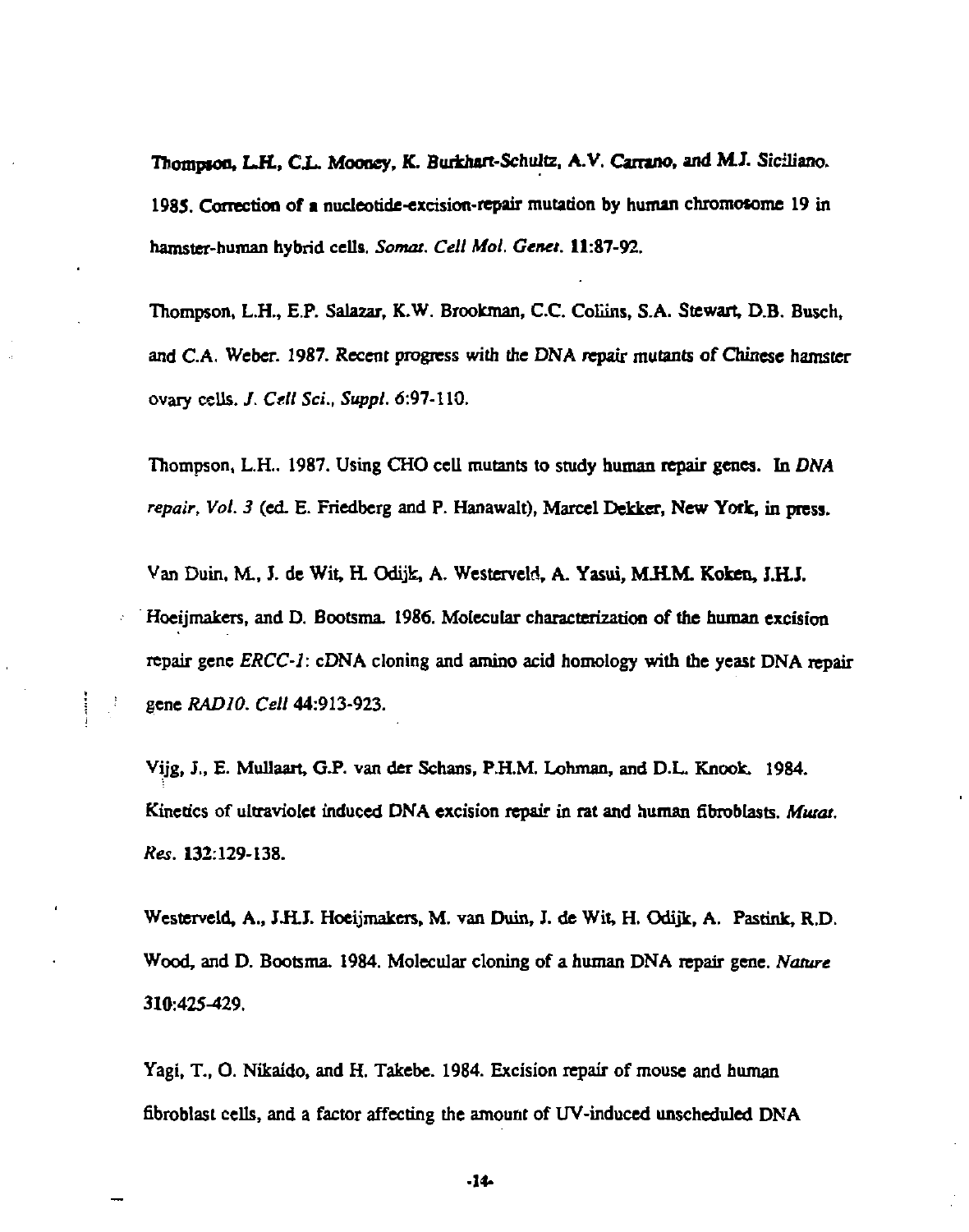Thompson, L.H., C.L. Mooney, K. Burkhart-Schultz, A.V. Carrano, and M.J. Siciliano. 1985. Correction of a nucleotide-excision-repair mutation by human chromosome 19 in hamster-human hybrid cells. *Somat. Cell Mol. Genet.* **11**:87-92.

Thompson, L.H., E.P. Salazar, K.W. Brookman, C.C. Collins, S.A. Stewart, D.B. Busch, and C.A. Weber. 1987. Recent progress with the DNA repair mutants of Chinese hamster ovary cells. *J. Cell Sci., Suppl.* 6:97-110.

Thompson, L.H.. 1987. Using CHO cell mutants to study human repair genes. In *DNA repair, Vol. 3* (ed. E. Friedberg and P. Hanawalt), Marcel Dekker, New York, in press.

Van Duin, M., J. de Wit, H. Odijk, A. Westerveld, A. Yasui, M.H.M. Koken, J.H.J. Hoeijmakers, and D. Bootsma. 1986. Molecular characterization of the human excision repair gene *ERCC-1*: cDNA cloning and amino acid homology with the yeast DNA repair gene *RAD10*. *Cell* 44:913-923.

Vijg, J., E. Mullaart, G.P. van der Schans, P.H.M. Lohman, and D.L. Knook. 1984. Kinetics of ultraviolet induced DNA excision repair in rat and human fibroblasts. *Mutat. Res.* **132**:129-138.

Westerveld, A., J.H.J. Hoeijmakers, M. van Duin, J. de Wit, H. Odijk, A. Pastink, R.D. Wood, and D. Bootsma. 1984. Molecular cloning of a human DNA repair gene. *Nature* 310:425-429.

Yagi, T., O. Nikaido, and H. Takebe. 1984. Excision repair of mouse and human fibroblast cells, and a factor affecting the amount of UV-induced unscheduled DNA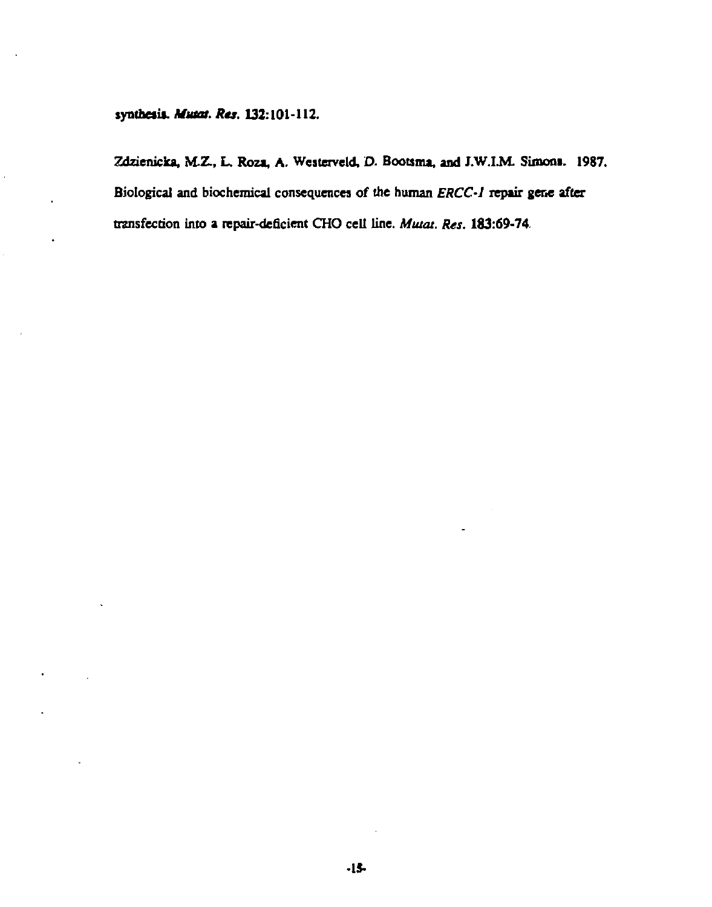synthesis. *Mutat. Res.* 132:101-112.

Zdzienicka, M.Z., L. Roza, A. Westerveld, D. Bootsma, and J.W.I.M. Simons. 1987. Biological and biochemical consequences of the human *ERCC-1* repair gene after transfection into a repair-deficient CHO cell line. *Mutat. Res.* 183:69-74.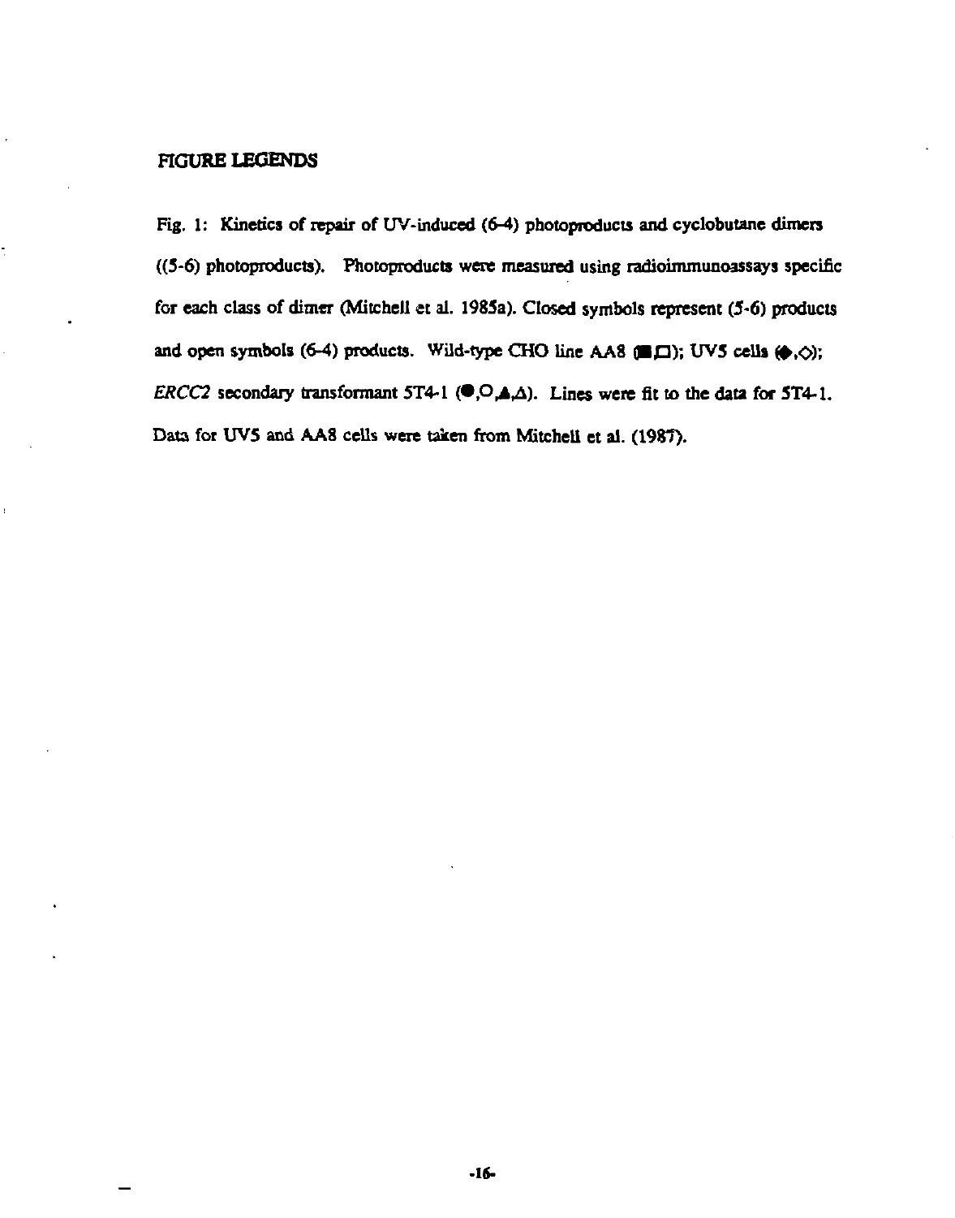## FIGURE LEGENDS

Fig. 1: Kinetics of repair of UV-induced (6-4) photoproducts and cyclobutane dimers ((5-6) photoproducts). Photoproducts were measured using radioimmunoassays specific for each class of dimer (Mitchell et al. 1985a). Closed symbols represent (5-6) products and open symbols (6-4) products. Wild-type CHO line AA8 (■,□); UV5 cells (◆,◇); *ERCC2* secondary transformant 5T4-1 (●,○,▲,△). Lines were fit to the data for 5T4-1. Data for UV5 and AA8 cells were taken from Mitchell et al. (1987).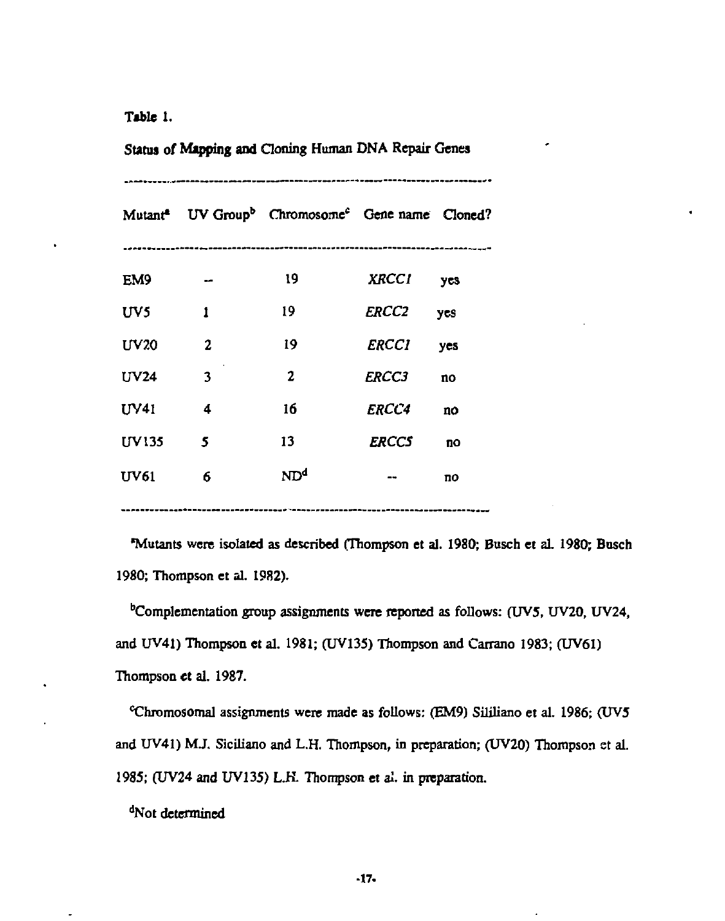Table 1.

Status of Mapping and Cloning Human DNA Repair Genes

| Mutant[a] | UV Group[b] | Chromosome[c] | Gene name | Cloned? |
|---|---|---|---|---|
| EM9 | -- | 19 | *XRCC1* | yes |
| UV5 | 1 | 19 | *ERCC2* | yes |
| UV20 | 2 | 19 | *ERCC1* | yes |
| UV24 | 3 | 2 | *ERCC3* | no |
| UV41 | 4 | 16 | *ERCC4* | no |
| UV135 | 5 | 13 | *ERCC5* | no |
| UV61 | 6 | ND[d] | -- | no |

[a]Mutants were isolated as described (Thompson et al. 1980; Busch et al. 1980; Busch 1980; Thompson et al. 1982).

[b]Complementation group assignments were reported as follows: (UV5, UV20, UV24, and UV41) Thompson et al. 1981; (UV135) Thompson and Carrano 1983; (UV61) Thompson et al. 1987.

[c]Chromosomal assignments were made as follows: (EM9) Sililiano et al. 1986; (UV5 and UV41) M.J. Siciliano and L.H. Thompson, in preparation; (UV20) Thompson et al. 1985; (UV24 and UV135) L.H. Thompson et al. in preparation.

[d]Not determined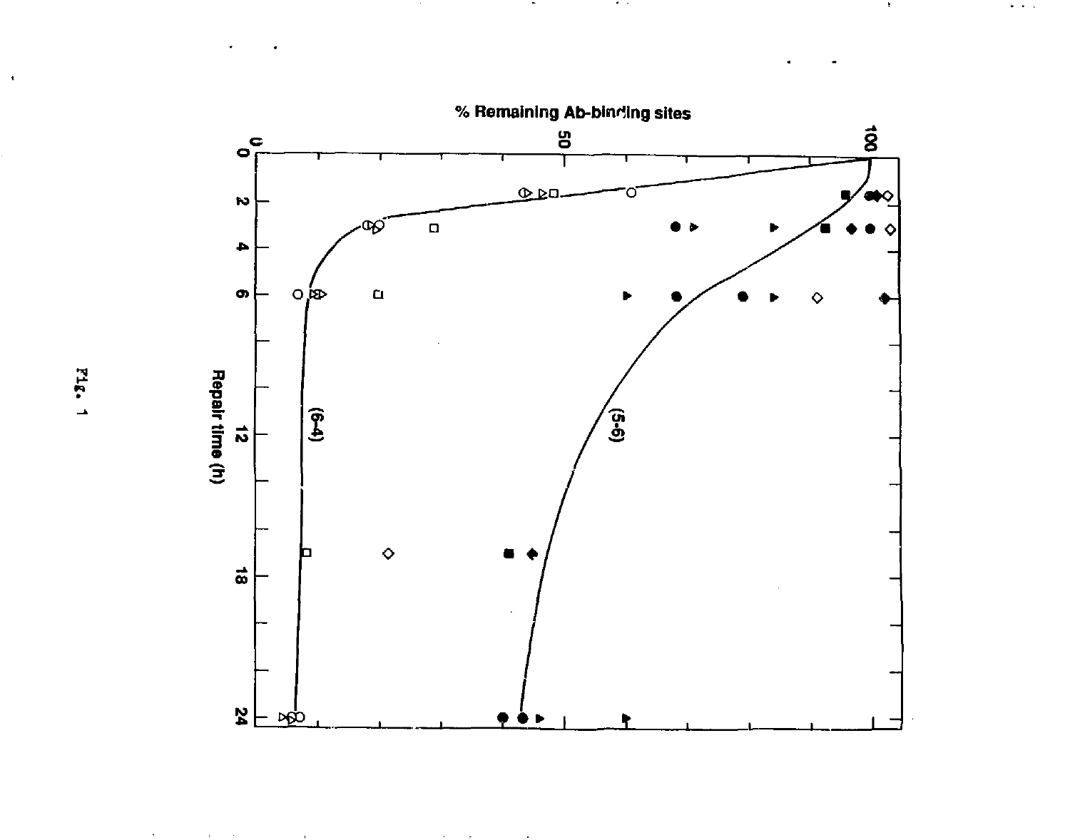% Remaining Ab-binding sites

0

50

100

0

2

4

6

12

18

24

(5-6)

(6-4)

Repair time (h)

Fig. 1